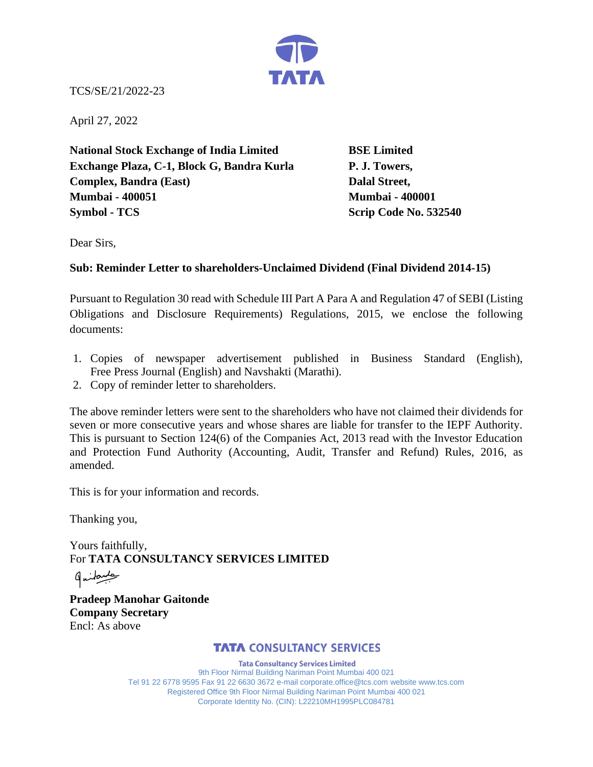TCS/SE/21/2022-23

April 27, 2022

**National Stock Exchange of India Limited**
**Exchange Plaza, C-1, Block G, Bandra Kurla Complex, Bandra (East)**
**Mumbai - 400051**
**Symbol - TCS**

**BSE Limited**
**P. J. Towers,**
**Dalal Street,**
**Mumbai - 400001**
**Scrip Code No. 532540**

Dear Sirs,

**Sub: Reminder Letter to shareholders-Unclaimed Dividend (Final Dividend 2014-15)**

Pursuant to Regulation 30 read with Schedule III Part A Para A and Regulation 47 of SEBI (Listing Obligations and Disclosure Requirements) Regulations, 2015, we enclose the following documents:

1. Copies of newspaper advertisement published in Business Standard (English), Free Press Journal (English) and Navshakti (Marathi).
2. Copy of reminder letter to shareholders.

The above reminder letters were sent to the shareholders who have not claimed their dividends for seven or more consecutive years and whose shares are liable for transfer to the IEPF Authority. This is pursuant to Section 124(6) of the Companies Act, 2013 read with the Investor Education and Protection Fund Authority (Accounting, Audit, Transfer and Refund) Rules, 2016, as amended.

This is for your information and records.

Thanking you,

Yours faithfully,
For **TATA CONSULTANCY SERVICES LIMITED**

**Pradeep Manohar Gaitonde**
**Company Secretary**
Encl: As above

**TATA CONSULTANCY SERVICES**

**Tata Consultancy Services Limited**
9th Floor Nirmal Building Nariman Point Mumbai 400 021
Tel 91 22 6778 9595 Fax 91 22 6630 3672 e-mail corporate.office@tcs.com website www.tcs.com
Registered Office 9th Floor Nirmal Building Nariman Point Mumbai 400 021
Corporate Identity No. (CIN): L22210MH1995PLC084781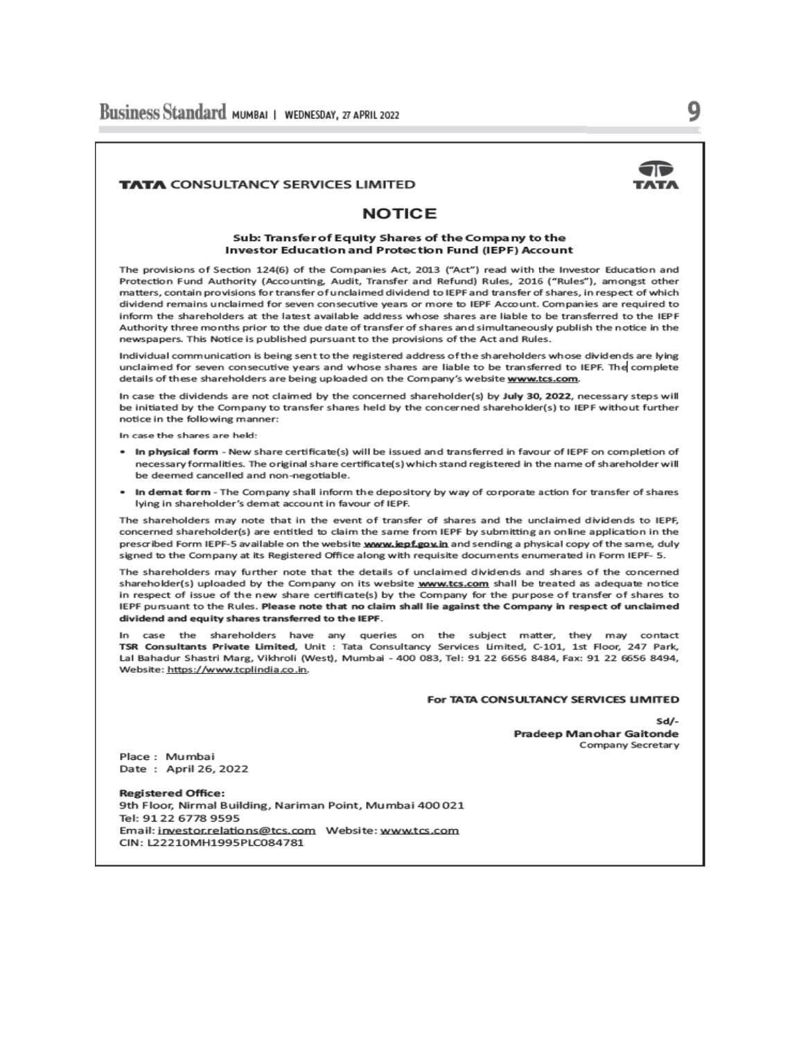**TATA** CONSULTANCY SERVICES LIMITED

TATA

# NOTICE

### Sub: Transfer of Equity Shares of the Company to the Investor Education and Protection Fund (IEPF) Account

The provisions of Section 124(6) of the Companies Act, 2013 ("Act") read with the Investor Education and Protection Fund Authority (Accounting, Audit, Transfer and Refund) Rules, 2016 ("Rules"), amongst other matters, contain provisions for transfer of unclaimed dividend to IEPF and transfer of shares, in respect of which dividend remains unclaimed for seven consecutive years or more to IEPF Account. Companies are required to inform the shareholders at the latest available address whose shares are liable to be transferred to the IEPF Authority three months prior to the due date of transfer of shares and simultaneously publish the notice in the newspapers. This Notice is published pursuant to the provisions of the Act and Rules.

Individual communication is being sent to the registered address of the shareholders whose dividends are lying unclaimed for seven consecutive years and whose shares are liable to be transferred to IEPF. The complete details of these shareholders are being uploaded on the Company's website **www.tcs.com**.

In case the dividends are not claimed by the concerned shareholder(s) by **July 30, 2022**, necessary steps will be initiated by the Company to transfer shares held by the concerned shareholder(s) to IEPF without further notice in the following manner:

In case the shares are held:

- **In physical form** - New share certificate(s) will be issued and transferred in favour of IEPF on completion of necessary formalities. The original share certificate(s) which stand registered in the name of shareholder will be deemed cancelled and non-negotiable.
- **In demat form** - The Company shall inform the depository by way of corporate action for transfer of shares lying in shareholder's demat account in favour of IEPF.

The shareholders may note that in the event of transfer of shares and the unclaimed dividends to IEPF, concerned shareholder(s) are entitled to claim the same from IEPF by submitting an online application in the prescribed Form IEPF-5 available on the website **www.iepf.gov.in** and sending a physical copy of the same, duly signed to the Company at its Registered Office along with requisite documents enumerated in Form IEPF- 5.

The shareholders may further note that the details of unclaimed dividends and shares of the concerned shareholder(s) uploaded by the Company on its website **www.tcs.com** shall be treated as adequate notice in respect of issue of the new share certificate(s) by the Company for the purpose of transfer of shares to IEPF pursuant to the Rules. **Please note that no claim shall lie against the Company in respect of unclaimed dividend and equity shares transferred to the IEPF.**

In case the shareholders have any queries on the subject matter, they may contact **TSR Consultants Private Limited**, Unit : Tata Consultancy Services Limited, C-101, 1st Floor, 247 Park, Lal Bahadur Shastri Marg, Vikhroli (West), Mumbai - 400 083, Tel: 91 22 6656 8484, Fax: 91 22 6656 8494, Website: https://www.tcplindia.co.in.

**For TATA CONSULTANCY SERVICES LIMITED**

Sd/-
**Pradeep Manohar Gaitonde**
Company Secretary

Place : Mumbai
Date : April 26, 2022

**Registered Office:**
9th Floor, Nirmal Building, Nariman Point, Mumbai 400 021
Tel: 91 22 6778 9595
Email: investor.relations@tcs.com Website: www.tcs.com
CIN: L22210MH1995PLC084781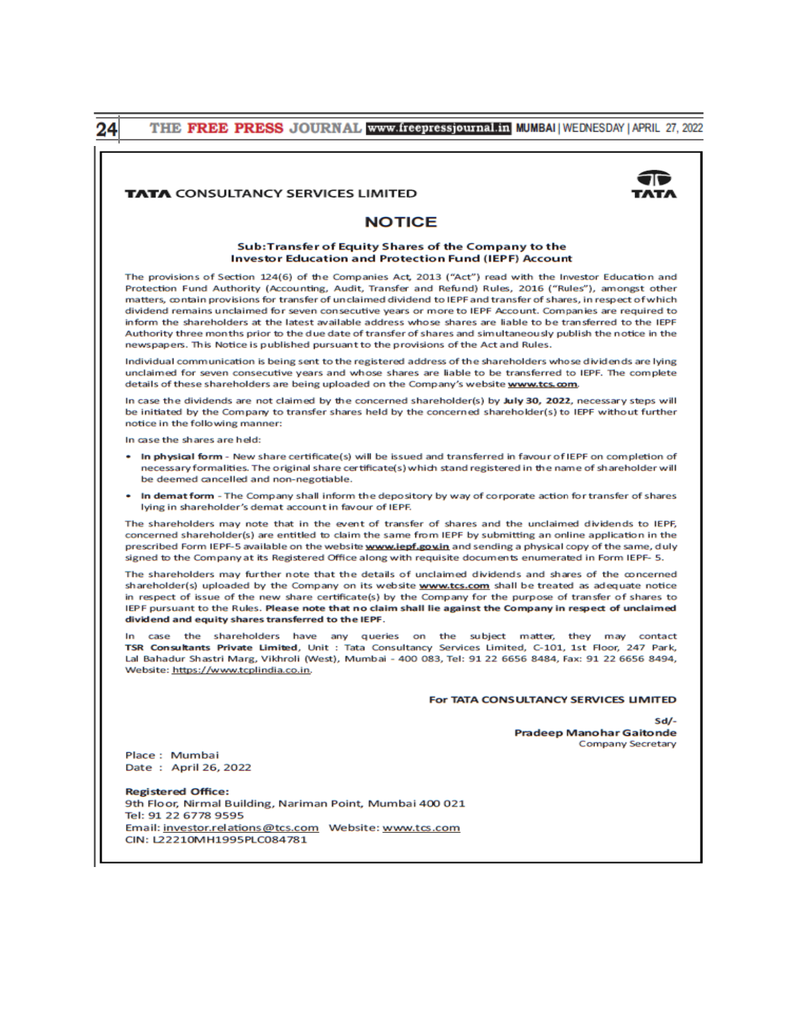**TATA CONSULTANCY SERVICES LIMITED**

TATA

# NOTICE

**Sub: Transfer of Equity Shares of the Company to the Investor Education and Protection Fund (IEPF) Account**

The provisions of Section 124(6) of the Companies Act, 2013 ("Act") read with the Investor Education and Protection Fund Authority (Accounting, Audit, Transfer and Refund) Rules, 2016 ("Rules"), amongst other matters, contain provisions for transfer of unclaimed dividend to IEPF and transfer of shares, in respect of which dividend remains unclaimed for seven consecutive years or more to IEPF Account. Companies are required to inform the shareholders at the latest available address whose shares are liable to be transferred to the IEPF Authority three months prior to the due date of transfer of shares and simultaneously publish the notice in the newspapers. This Notice is published pursuant to the provisions of the Act and Rules.

Individual communication is being sent to the registered address of the shareholders whose dividends are lying unclaimed for seven consecutive years and whose shares are liable to be transferred to IEPF. The complete details of these shareholders are being uploaded on the Company's website **www.tcs.com**.

In case the dividends are not claimed by the concerned shareholder(s) by **July 30, 2022**, necessary steps will be initiated by the Company to transfer shares held by the concerned shareholder(s) to IEPF without further notice in the following manner:

In case the shares are held:

- **In physical form** - New share certificate(s) will be issued and transferred in favour of IEPF on completion of necessary formalities. The original share certificate(s) which stand registered in the name of shareholder will be deemed cancelled and non-negotiable.
- **In demat form** - The Company shall inform the depository by way of corporate action for transfer of shares lying in shareholder's demat account in favour of IEPF.

The shareholders may note that in the event of transfer of shares and the unclaimed dividends to IEPF, concerned shareholder(s) are entitled to claim the same from IEPF by submitting an online application in the prescribed Form IEPF-5 available on the website **www.iepf.gov.in** and sending a physical copy of the same, duly signed to the Company at its Registered Office along with requisite documents enumerated in Form IEPF- 5.

The shareholders may further note that the details of unclaimed dividends and shares of the concerned shareholder(s) uploaded by the Company on its website **www.tcs.com** shall be treated as adequate notice in respect of issue of the new share certificate(s) by the Company for the purpose of transfer of shares to IEPF pursuant to the Rules. **Please note that no claim shall lie against the Company in respect of unclaimed dividend and equity shares transferred to the IEPF.**

In case the shareholders have any queries on the subject matter, they may contact **TSR Consultants Private Limited**, Unit : Tata Consultancy Services Limited, C-101, 1st Floor, 247 Park, Lal Bahadur Shastri Marg, Vikhroli (West), Mumbai - 400 083, Tel: 91 22 6656 8484, Fax: 91 22 6656 8494, Website: https://www.tcplindia.co.in.

**For TATA CONSULTANCY SERVICES LIMITED**

Sd/-
**Pradeep Manohar Gaitonde**
Company Secretary

Place : Mumbai
Date : April 26, 2022

**Registered Office:**
9th Floor, Nirmal Building, Nariman Point, Mumbai 400 021
Tel: 91 22 6778 9595
Email: investor.relations@tcs.com Website: www.tcs.com
CIN: L22210MH1995PLC084781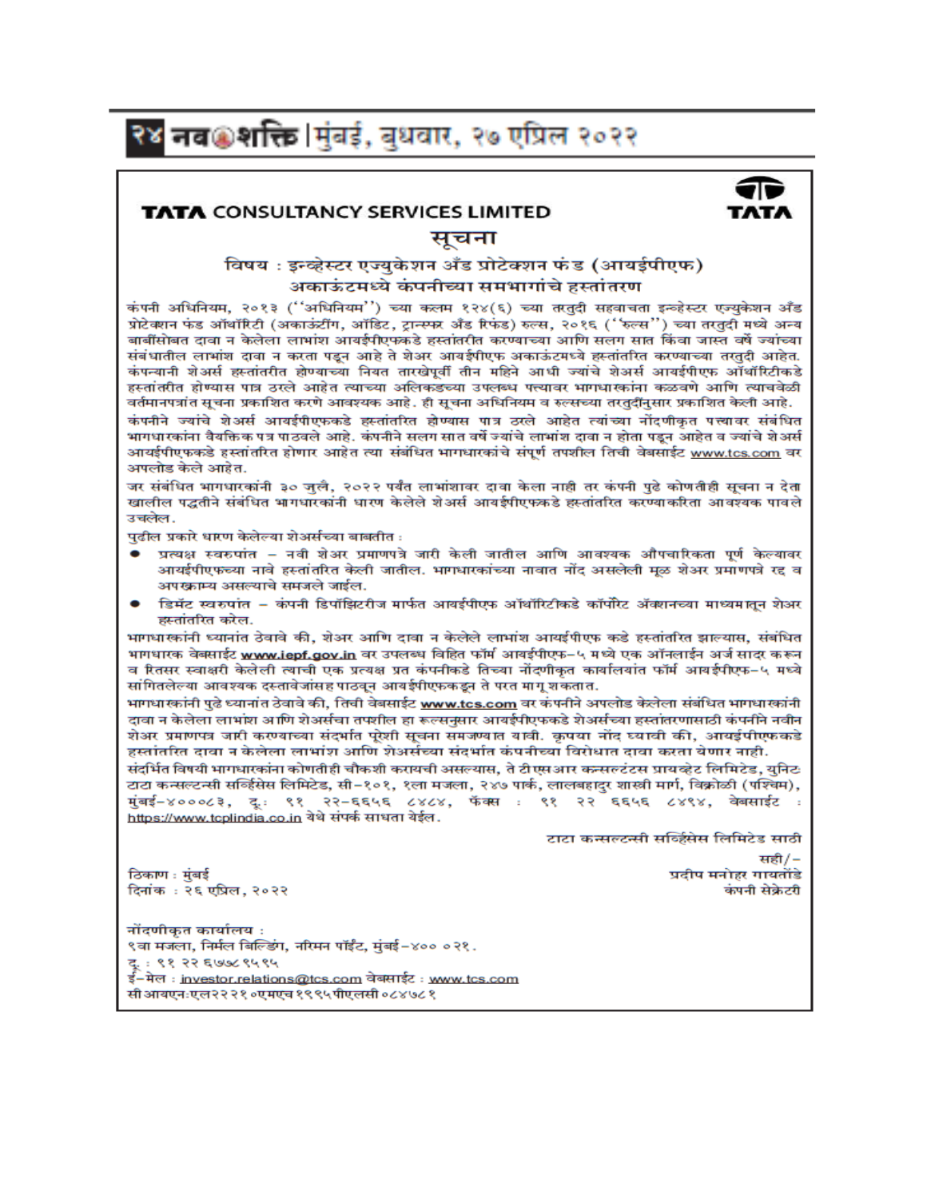# TATA CONSULTANCY SERVICES LIMITED

TATA

## सूचना

### विषय : इन्व्हेस्टर एज्युकेशन अँड प्रोटेक्शन फंड (आयईपीएफ) अकाऊंटमध्ये कंपनीच्या समभागांचे हस्तांतरण

कंपनी अधिनियम, २०१३ (''अधिनियम'') च्या कलम १२४(६) च्या तरतुदी सहवाचता इन्व्हेस्टर एज्युकेशन अँड प्रोटेक्शन फंड ऑथॉरिटी (अकाऊंटींग, ऑडिट, ट्रान्स्फर अँड रिफंड) रुल्स, २०१६ (''रुल्स'') च्या तरतुदी मध्ये अन्य बाबींसोबत दावा न केलेला लाभांश आयईपीएफकडे हस्तांतरीत करण्याच्या आणि सलग सात किंवा जास्त वर्षे ज्यांच्या संबंधातील लाभांश दावा न करता पडून आहे ते शेअर आयईपीएफ अकाऊंटमध्ये हस्तांतरित करण्याच्या तरतुदी आहेत. कंपन्यानी शेअर्स हस्तांतरीत होण्याच्या नियत तारखेपूर्वी तीन महिने आधी ज्यांचे शेअर्स आयईपीएफ ऑथॉरिटीकडे हस्तांतरीत होण्यास पात्र ठरले आहेत त्यांच्या अलिकडच्या उपलब्ध पत्त्यावर भागधारकांना कळवणे आणि त्याचवेळी वर्तमानपत्रांत सूचना प्रकाशित करणे आवश्यक आहे. ही सूचना अधिनियम व रुल्सच्या तरतुदींनुसार प्रकाशित केली आहे.

कंपनीने ज्यांचे शेअर्स आयईपीएफकडे हस्तांतरित होण्यास पात्र ठरले आहेत त्यांच्या नोंदणीकृत पत्त्यावर संबंधित भागधारकांना वैयक्तिक पत्र पाठवले आहे. कंपनीने सलग सात वर्षे ज्यांचे लाभांश दावा न होता पडून आहेत व ज्यांचे शेअर्स आयईपीएफकडे हस्तांतरित होणार आहेत त्या संबंधित भागधारकांचे संपूर्ण तपशील तिची वेबसाईट www.tcs.com वर अपलोड केले आहेत.

जर संबंधित भागधारकांनी ३० जुलै, २०२२ पर्यंत लाभांशावर दावा केला नाही तर कंपनी पुढे कोणतीही सूचना न देता खालील पद्धतीने संबंधित भागधारकांनी धारण केलेले शेअर्स आयईपीएफकडे हस्तांतरित करण्याकरिता आवश्यक पावले उचलेल.

पुढील प्रकारे धारण केलेल्या शेअर्सच्या बाबतीत :

- प्रत्यक्ष स्वरुपांत – नवी शेअर प्रमाणपत्रे जारी केली जातील आणि आवश्यक औपचारिकता पूर्ण केल्यावर आयईपीएफच्या नावे हस्तांतरित केली जातील. भागधारकांच्या नावात नोंद असलेली मूळ शेअर प्रमाणपत्रे रद्द व अपरक्राम्य असल्याचे समजले जाईल.
- डिमॅट स्वरुपांत – कंपनी डिपॉझिटरीज मार्फत आयईपीएफ ऑथॉरिटीकडे कॉर्पोरेट ॲक्शनच्या माध्यमातून शेअर हस्तांतरित करेल.

भागधारकांनी ध्यानांत ठेवावे की, शेअर आणि दावा न केलेले लाभांश आयईपीएफ कडे हस्तांतरित झाल्यास, संबंधित भागधारक वेबसाईट www.iepf.gov.in वर उपलब्ध विहित फॉर्म आयईपीएफ-५ मध्ये एक ऑनलाईन अर्ज सादर करून व रितसर स्वाक्षरी केलेली त्याची एक प्रत्यक्ष प्रत कंपनीकडे तिच्या नोंदणीकृत कार्यालयांत फॉर्म आयईपीएफ-५ मध्ये सांगितलेल्या आवश्यक दस्तावेजांसह पाठवून आयईपीएफकडून ते परत मागू शकतात.

भागधारकांनी पुढे ध्यानांत ठेवावे की, तिची वेबसाईट www.tcs.com वर कंपनीने अपलोड केलेला संबंधित भागधारकांनी दावा न केलेला लाभांश आणि शेअर्सचा तपशील हा रुल्सनुसार आयईपीएफकडे शेअर्सच्या हस्तांतरणासाठी कंपनीने नवीन शेअर प्रमाणपत्र जारी करण्याच्या संदर्भात पुरेशी सूचना समजण्यात यावी. कृपया नोंद घ्यावी की, आयईपीएफकडे हस्तांतरित दावा न केलेला लाभांश आणि शेअर्सच्या संदर्भात कंपनीच्या विरोधात दावा करता येणार नाही.

संदर्भित विषयी भागधारकांना कोणतीही चौकशी करायची असल्यास, ते टीएसआर कन्सल्टंटस प्रायव्हेट लिमिटेड, युनिट: टाटा कन्सल्टन्सी सर्व्हिसेस लिमिटेड, सी-१०१, १ला मजला, २४७ पार्क, लालबहादुर शास्त्री मार्ग, विक्रोळी (पश्चिम), मुंबई-४०००८३, दू: ९१ २२-६६५६ ८४८४, फॅक्स : ९१ २२ ६६५६ ८४९४, वेबसाईट : https://www.tcplindia.co.in येथे संपर्क साधता येईल.

टाटा कन्सल्टन्सी सर्व्हिसेस लिमिटेड साठी

सही/-

प्रदीप मनोहर गायतोंडे

कंपनी सेक्रेटरी

ठिकाण : मुंबई

दिनांक : २६ एप्रिल, २०२२

नोंदणीकृत कार्यालय :
९वा मजला, निर्मल बिल्डिंग, नरिमन पॉईंट, मुंबई-४०० ०२१.
दू : ९१ २२ ६७७८ ९५९५
ई-मेल : investor.relations@tcs.com वेबसाईट : www.tcs.com
सीआयएन:एल२२२१०एमएच१९९५पीएलसी०८४७८१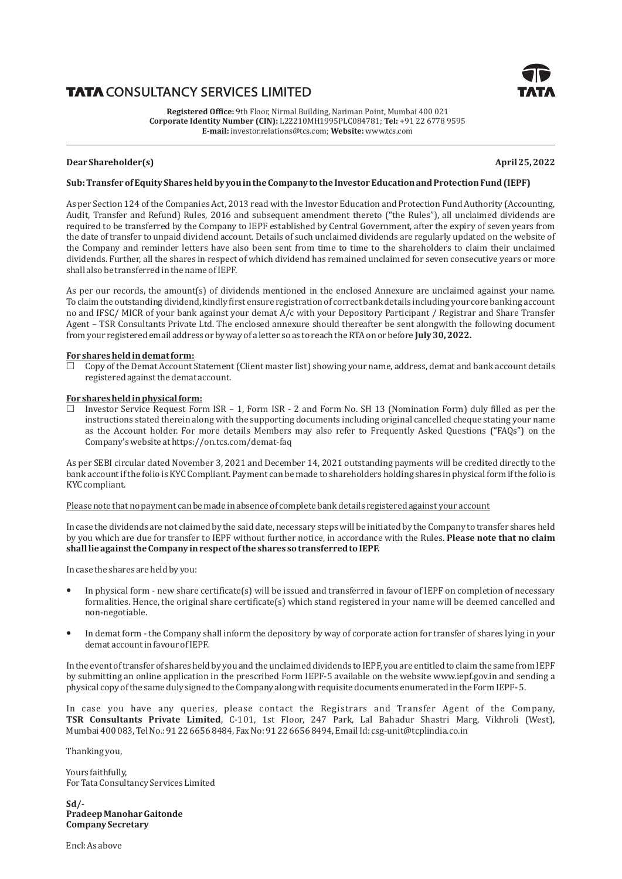# TATA CONSULTANCY SERVICES LIMITED

**Registered Office:** 9th Floor, Nirmal Building, Nariman Point, Mumbai 400 021
**Corporate Identity Number (CIN):** L22210MH1995PLC084781; **Tel:** +91 22 6778 9595
**E-mail:** investor.relations@tcs.com; **Website:** www.tcs.com

**Dear Shareholder(s)** **April 25, 2022**

**Sub: Transfer of Equity Shares held by you in the Company to the Investor Education and Protection Fund (IEPF)**

As per Section 124 of the Companies Act, 2013 read with the Investor Education and Protection Fund Authority (Accounting, Audit, Transfer and Refund) Rules, 2016 and subsequent amendment thereto ("the Rules"), all unclaimed dividends are required to be transferred by the Company to IEPF established by Central Government, after the expiry of seven years from the date of transfer to unpaid dividend account. Details of such unclaimed dividends are regularly updated on the website of the Company and reminder letters have also been sent from time to time to the shareholders to claim their unclaimed dividends. Further, all the shares in respect of which dividend has remained unclaimed for seven consecutive years or more shall also be transferred in the name of IEPF.

As per our records, the amount(s) of dividends mentioned in the enclosed Annexure are unclaimed against your name. To claim the outstanding dividend, kindly first ensure registration of correct bank details including your core banking account no and IFSC/ MICR of your bank against your demat A/c with your Depository Participant / Registrar and Share Transfer Agent – TSR Consultants Private Ltd. The enclosed annexure should thereafter be sent alongwith the following document from your registered email address or by way of a letter so as to reach the RTA on or before **July 30, 2022.**

**For shares held in demat form:**

- ☐ Copy of the Demat Account Statement (Client master list) showing your name, address, demat and bank account details registered against the demat account.

**For shares held in physical form:**

- ☐ Investor Service Request Form ISR – 1, Form ISR - 2 and Form No. SH 13 (Nomination Form) duly filled as per the instructions stated therein along with the supporting documents including original cancelled cheque stating your name as the Account holder. For more details Members may also refer to Frequently Asked Questions ("FAQs") on the Company's website at https://on.tcs.com/demat-faq

As per SEBI circular dated November 3, 2021 and December 14, 2021 outstanding payments will be credited directly to the bank account if the folio is KYC Compliant. Payment can be made to shareholders holding shares in physical form if the folio is KYC compliant.

Please note that no payment can be made in absence of complete bank details registered against your account

In case the dividends are not claimed by the said date, necessary steps will be initiated by the Company to transfer shares held by you which are due for transfer to IEPF without further notice, in accordance with the Rules. **Please note that no claim shall lie against the Company in respect of the shares so transferred to IEPF.**

In case the shares are held by you:

- In physical form - new share certificate(s) will be issued and transferred in favour of IEPF on completion of necessary formalities. Hence, the original share certificate(s) which stand registered in your name will be deemed cancelled and non-negotiable.
- In demat form - the Company shall inform the depository by way of corporate action for transfer of shares lying in your demat account in favour of IEPF.

In the event of transfer of shares held by you and the unclaimed dividends to IEPF, you are entitled to claim the same from IEPF by submitting an online application in the prescribed Form IEPF-5 available on the website www.iepf.gov.in and sending a physical copy of the same duly signed to the Company along with requisite documents enumerated in the Form IEPF- 5.

In case you have any queries, please contact the Registrars and Transfer Agent of the Company, **TSR Consultants Private Limited**, C-101, 1st Floor, 247 Park, Lal Bahadur Shastri Marg, Vikhroli (West), Mumbai 400 083, Tel No.: 91 22 6656 8484, Fax No: 91 22 6656 8494, Email Id: csg-unit@tcplindia.co.in

Thanking you,

Yours faithfully,
For Tata Consultancy Services Limited

**Sd/-**
**Pradeep Manohar Gaitonde**
**Company Secretary**

Encl: As above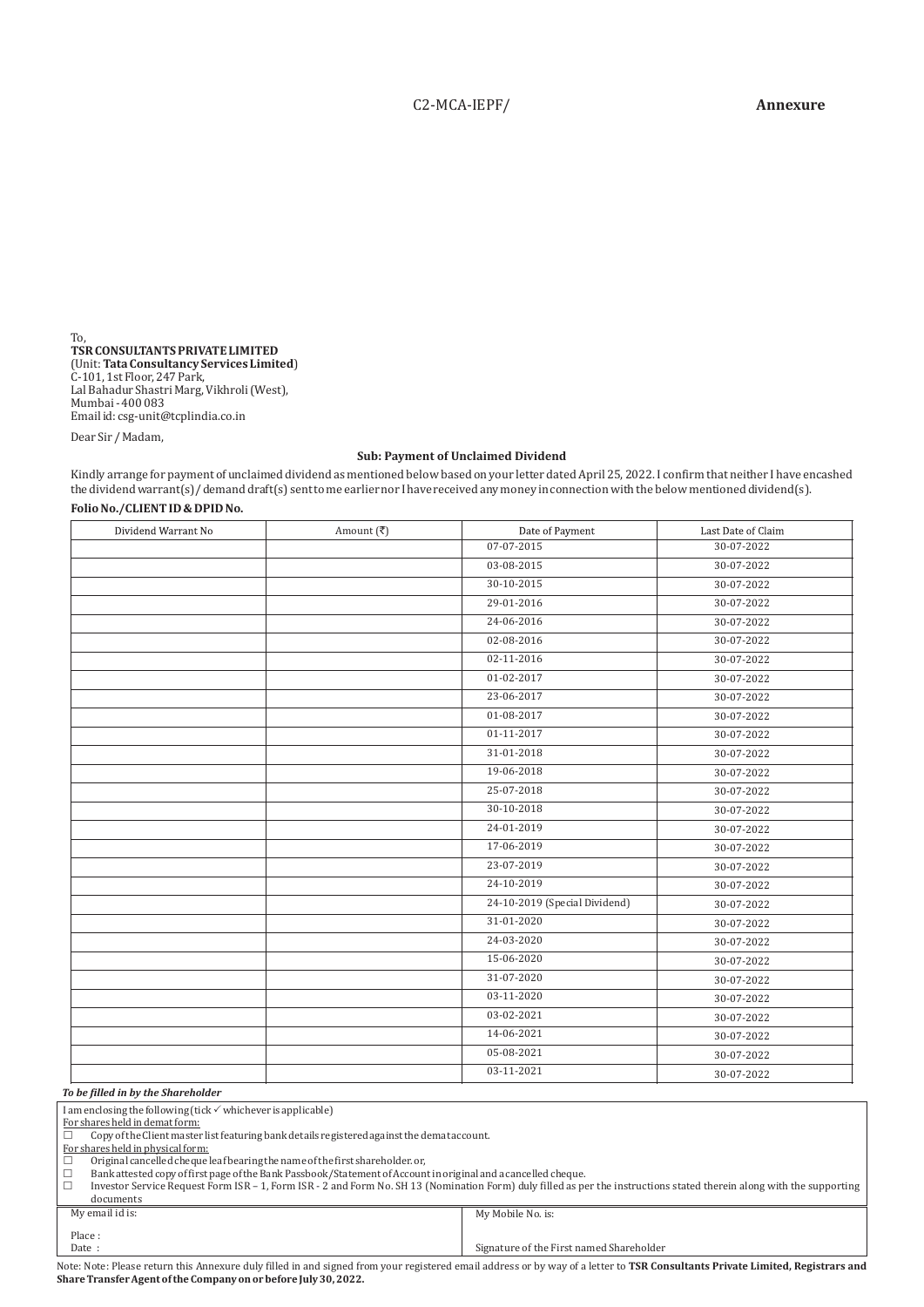C2-MCA-IEPF/ **Annexure**

To,
**TSR CONSULTANTS PRIVATE LIMITED**
(Unit: **Tata Consultancy Services Limited**)
C-101, 1st Floor, 247 Park,
Lal Bahadur Shastri Marg, Vikhroli (West),
Mumbai - 400 083
Email id: csg-unit@tcplindia.co.in

Dear Sir / Madam,

**Sub: Payment of Unclaimed Dividend**

Kindly arrange for payment of unclaimed dividend as mentioned below based on your letter dated April 25, 2022. I confirm that neither I have encashed the dividend warrant(s) / demand draft(s) sent to me earlier nor I have received any money in connection with the below mentioned dividend(s).

**Folio No./CLIENT ID & DPID No.**

| Dividend Warrant No | Amount (₹) | Date of Payment | Last Date of Claim |
|---|---|---|---|
| | | 07-07-2015 | 30-07-2022 |
| | | 03-08-2015 | 30-07-2022 |
| | | 30-10-2015 | 30-07-2022 |
| | | 29-01-2016 | 30-07-2022 |
| | | 24-06-2016 | 30-07-2022 |
| | | 02-08-2016 | 30-07-2022 |
| | | 02-11-2016 | 30-07-2022 |
| | | 01-02-2017 | 30-07-2022 |
| | | 23-06-2017 | 30-07-2022 |
| | | 01-08-2017 | 30-07-2022 |
| | | 01-11-2017 | 30-07-2022 |
| | | 31-01-2018 | 30-07-2022 |
| | | 19-06-2018 | 30-07-2022 |
| | | 25-07-2018 | 30-07-2022 |
| | | 30-10-2018 | 30-07-2022 |
| | | 24-01-2019 | 30-07-2022 |
| | | 17-06-2019 | 30-07-2022 |
| | | 23-07-2019 | 30-07-2022 |
| | | 24-10-2019 | 30-07-2022 |
| | | 24-10-2019 (Special Dividend) | 30-07-2022 |
| | | 31-01-2020 | 30-07-2022 |
| | | 24-03-2020 | 30-07-2022 |
| | | 15-06-2020 | 30-07-2022 |
| | | 31-07-2020 | 30-07-2022 |
| | | 03-11-2020 | 30-07-2022 |
| | | 03-02-2021 | 30-07-2022 |
| | | 14-06-2021 | 30-07-2022 |
| | | 05-08-2021 | 30-07-2022 |
| | | 03-11-2021 | 30-07-2022 |

***To be filled in by the Shareholder***

I am enclosing the following (tick ✓ whichever is applicable)

For shares held in demat form:

- ☐ Copy of the Client master list featuring bank details registered against the demat account.

For shares held in physical form:

- ☐ Original cancelled cheque leaf bearing the name of the first shareholder. or,
- ☐ Bank attested copy of first page of the Bank Passbook/Statement of Account in original and a cancelled cheque.
- ☐ Investor Service Request Form ISR – 1, Form ISR - 2 and Form No. SH 13 (Nomination Form) duly filled as per the instructions stated therein along with the supporting documents

| | |
|---|---|
| My email id is: | My Mobile No. is: |
| Place :<br>Date : | Signature of the First named Shareholder |

Note: Note: Please return this Annexure duly filled in and signed from your registered email address or by way of a letter to **TSR Consultants Private Limited, Registrars and Share Transfer Agent of the Company on or before July 30, 2022.**